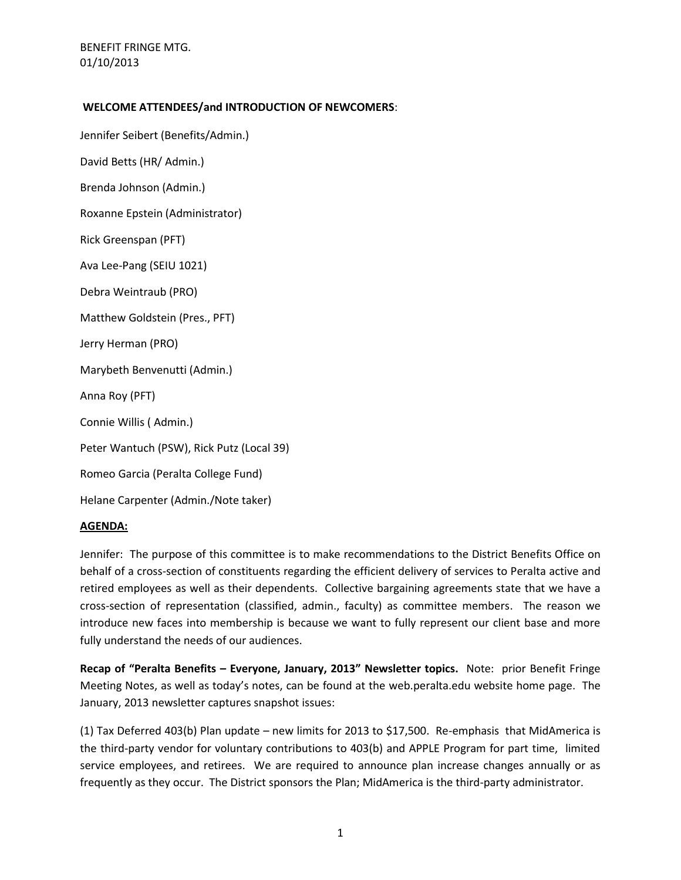BENEFIT FRINGE MTG.
01/10/2013

**WELCOME ATTENDEES/and INTRODUCTION OF NEWCOMERS**:

Jennifer Seibert (Benefits/Admin.)

David Betts (HR/ Admin.)

Brenda Johnson (Admin.)

Roxanne Epstein (Administrator)

Rick Greenspan (PFT)

Ava Lee-Pang (SEIU 1021)

Debra Weintraub (PRO)

Matthew Goldstein (Pres., PFT)

Jerry Herman (PRO)

Marybeth Benvenutti (Admin.)

Anna Roy (PFT)

Connie Willis ( Admin.)

Peter Wantuch (PSW), Rick Putz (Local 39)

Romeo Garcia (Peralta College Fund)

Helane Carpenter (Admin./Note taker)

**AGENDA:**

Jennifer: The purpose of this committee is to make recommendations to the District Benefits Office on behalf of a cross-section of constituents regarding the efficient delivery of services to Peralta active and retired employees as well as their dependents. Collective bargaining agreements state that we have a cross-section of representation (classified, admin., faculty) as committee members. The reason we introduce new faces into membership is because we want to fully represent our client base and more fully understand the needs of our audiences.

**Recap of "Peralta Benefits – Everyone, January, 2013" Newsletter topics.** Note: prior Benefit Fringe Meeting Notes, as well as today's notes, can be found at the web.peralta.edu website home page. The January, 2013 newsletter captures snapshot issues:

(1) Tax Deferred 403(b) Plan update – new limits for 2013 to $17,500. Re-emphasis that MidAmerica is the third-party vendor for voluntary contributions to 403(b) and APPLE Program for part time, limited service employees, and retirees. We are required to announce plan increase changes annually or as frequently as they occur. The District sponsors the Plan; MidAmerica is the third-party administrator.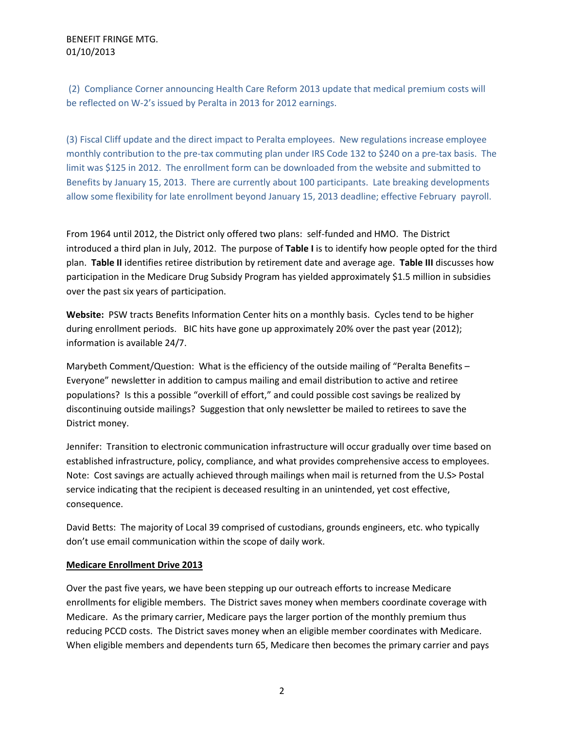BENEFIT FRINGE MTG.
01/10/2013

(2) Compliance Corner announcing Health Care Reform 2013 update that medical premium costs will be reflected on W-2's issued by Peralta in 2013 for 2012 earnings.

(3) Fiscal Cliff update and the direct impact to Peralta employees. New regulations increase employee monthly contribution to the pre-tax commuting plan under IRS Code 132 to $240 on a pre-tax basis. The limit was $125 in 2012. The enrollment form can be downloaded from the website and submitted to Benefits by January 15, 2013. There are currently about 100 participants. Late breaking developments allow some flexibility for late enrollment beyond January 15, 2013 deadline; effective February payroll.

From 1964 until 2012, the District only offered two plans: self-funded and HMO. The District introduced a third plan in July, 2012. The purpose of **Table I** is to identify how people opted for the third plan. **Table II** identifies retiree distribution by retirement date and average age. **Table III** discusses how participation in the Medicare Drug Subsidy Program has yielded approximately $1.5 million in subsidies over the past six years of participation.

**Website:** PSW tracts Benefits Information Center hits on a monthly basis. Cycles tend to be higher during enrollment periods. BIC hits have gone up approximately 20% over the past year (2012); information is available 24/7.

Marybeth Comment/Question: What is the efficiency of the outside mailing of "Peralta Benefits – Everyone" newsletter in addition to campus mailing and email distribution to active and retiree populations? Is this a possible "overkill of effort," and could possible cost savings be realized by discontinuing outside mailings? Suggestion that only newsletter be mailed to retirees to save the District money.

Jennifer: Transition to electronic communication infrastructure will occur gradually over time based on established infrastructure, policy, compliance, and what provides comprehensive access to employees. Note: Cost savings are actually achieved through mailings when mail is returned from the U.S> Postal service indicating that the recipient is deceased resulting in an unintended, yet cost effective, consequence.

David Betts: The majority of Local 39 comprised of custodians, grounds engineers, etc. who typically don't use email communication within the scope of daily work.

**Medicare Enrollment Drive 2013**

Over the past five years, we have been stepping up our outreach efforts to increase Medicare enrollments for eligible members. The District saves money when members coordinate coverage with Medicare. As the primary carrier, Medicare pays the larger portion of the monthly premium thus reducing PCCD costs. The District saves money when an eligible member coordinates with Medicare. When eligible members and dependents turn 65, Medicare then becomes the primary carrier and pays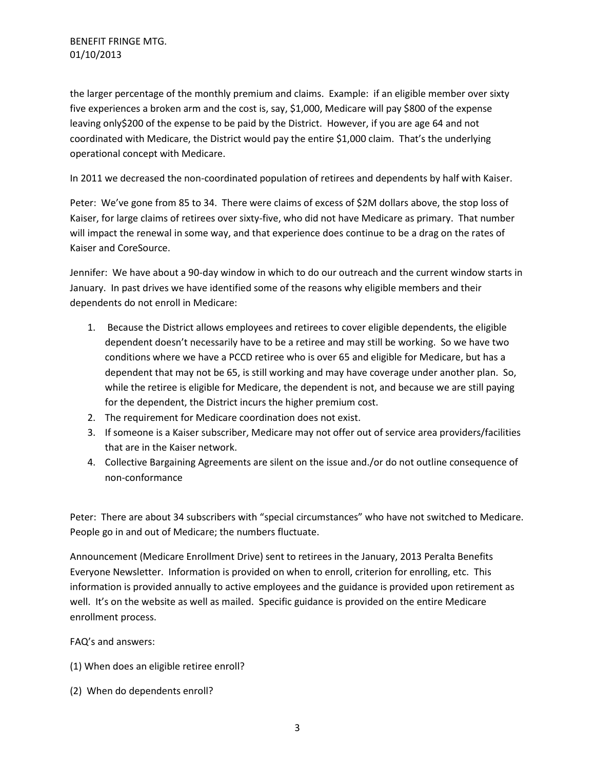the larger percentage of the monthly premium and claims. Example: if an eligible member over sixty five experiences a broken arm and the cost is, say, $1,000, Medicare will pay $800 of the expense leaving only$200 of the expense to be paid by the District. However, if you are age 64 and not coordinated with Medicare, the District would pay the entire $1,000 claim. That's the underlying operational concept with Medicare.

In 2011 we decreased the non-coordinated population of retirees and dependents by half with Kaiser.

Peter: We've gone from 85 to 34. There were claims of excess of $2M dollars above, the stop loss of Kaiser, for large claims of retirees over sixty-five, who did not have Medicare as primary. That number will impact the renewal in some way, and that experience does continue to be a drag on the rates of Kaiser and CoreSource.

Jennifer: We have about a 90-day window in which to do our outreach and the current window starts in January. In past drives we have identified some of the reasons why eligible members and their dependents do not enroll in Medicare:

1. Because the District allows employees and retirees to cover eligible dependents, the eligible dependent doesn't necessarily have to be a retiree and may still be working. So we have two conditions where we have a PCCD retiree who is over 65 and eligible for Medicare, but has a dependent that may not be 65, is still working and may have coverage under another plan. So, while the retiree is eligible for Medicare, the dependent is not, and because we are still paying for the dependent, the District incurs the higher premium cost.
2. The requirement for Medicare coordination does not exist.
3. If someone is a Kaiser subscriber, Medicare may not offer out of service area providers/facilities that are in the Kaiser network.
4. Collective Bargaining Agreements are silent on the issue and./or do not outline consequence of non-conformance

Peter: There are about 34 subscribers with "special circumstances" who have not switched to Medicare. People go in and out of Medicare; the numbers fluctuate.

Announcement (Medicare Enrollment Drive) sent to retirees in the January, 2013 Peralta Benefits Everyone Newsletter. Information is provided on when to enroll, criterion for enrolling, etc. This information is provided annually to active employees and the guidance is provided upon retirement as well. It's on the website as well as mailed. Specific guidance is provided on the entire Medicare enrollment process.

FAQ's and answers:

(1) When does an eligible retiree enroll?

(2) When do dependents enroll?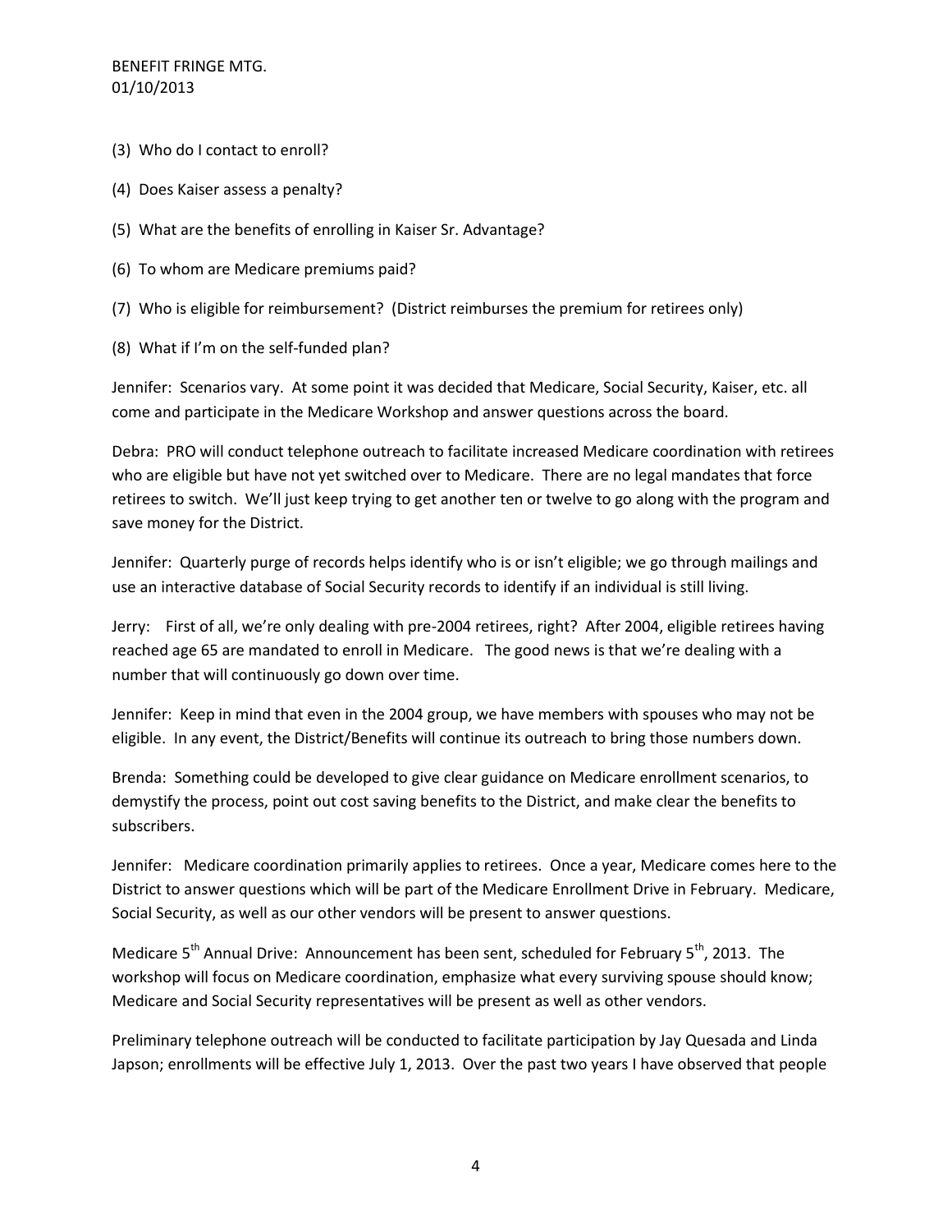(3) Who do I contact to enroll?

(4) Does Kaiser assess a penalty?

(5) What are the benefits of enrolling in Kaiser Sr. Advantage?

(6) To whom are Medicare premiums paid?

(7) Who is eligible for reimbursement? (District reimburses the premium for retirees only)

(8) What if I'm on the self-funded plan?

Jennifer: Scenarios vary. At some point it was decided that Medicare, Social Security, Kaiser, etc. all come and participate in the Medicare Workshop and answer questions across the board.

Debra: PRO will conduct telephone outreach to facilitate increased Medicare coordination with retirees who are eligible but have not yet switched over to Medicare. There are no legal mandates that force retirees to switch. We'll just keep trying to get another ten or twelve to go along with the program and save money for the District.

Jennifer: Quarterly purge of records helps identify who is or isn't eligible; we go through mailings and use an interactive database of Social Security records to identify if an individual is still living.

Jerry: First of all, we're only dealing with pre-2004 retirees, right? After 2004, eligible retirees having reached age 65 are mandated to enroll in Medicare. The good news is that we're dealing with a number that will continuously go down over time.

Jennifer: Keep in mind that even in the 2004 group, we have members with spouses who may not be eligible. In any event, the District/Benefits will continue its outreach to bring those numbers down.

Brenda: Something could be developed to give clear guidance on Medicare enrollment scenarios, to demystify the process, point out cost saving benefits to the District, and make clear the benefits to subscribers.

Jennifer: Medicare coordination primarily applies to retirees. Once a year, Medicare comes here to the District to answer questions which will be part of the Medicare Enrollment Drive in February. Medicare, Social Security, as well as our other vendors will be present to answer questions.

Medicare 5th Annual Drive: Announcement has been sent, scheduled for February 5th, 2013. The workshop will focus on Medicare coordination, emphasize what every surviving spouse should know; Medicare and Social Security representatives will be present as well as other vendors.

Preliminary telephone outreach will be conducted to facilitate participation by Jay Quesada and Linda Japson; enrollments will be effective July 1, 2013. Over the past two years I have observed that people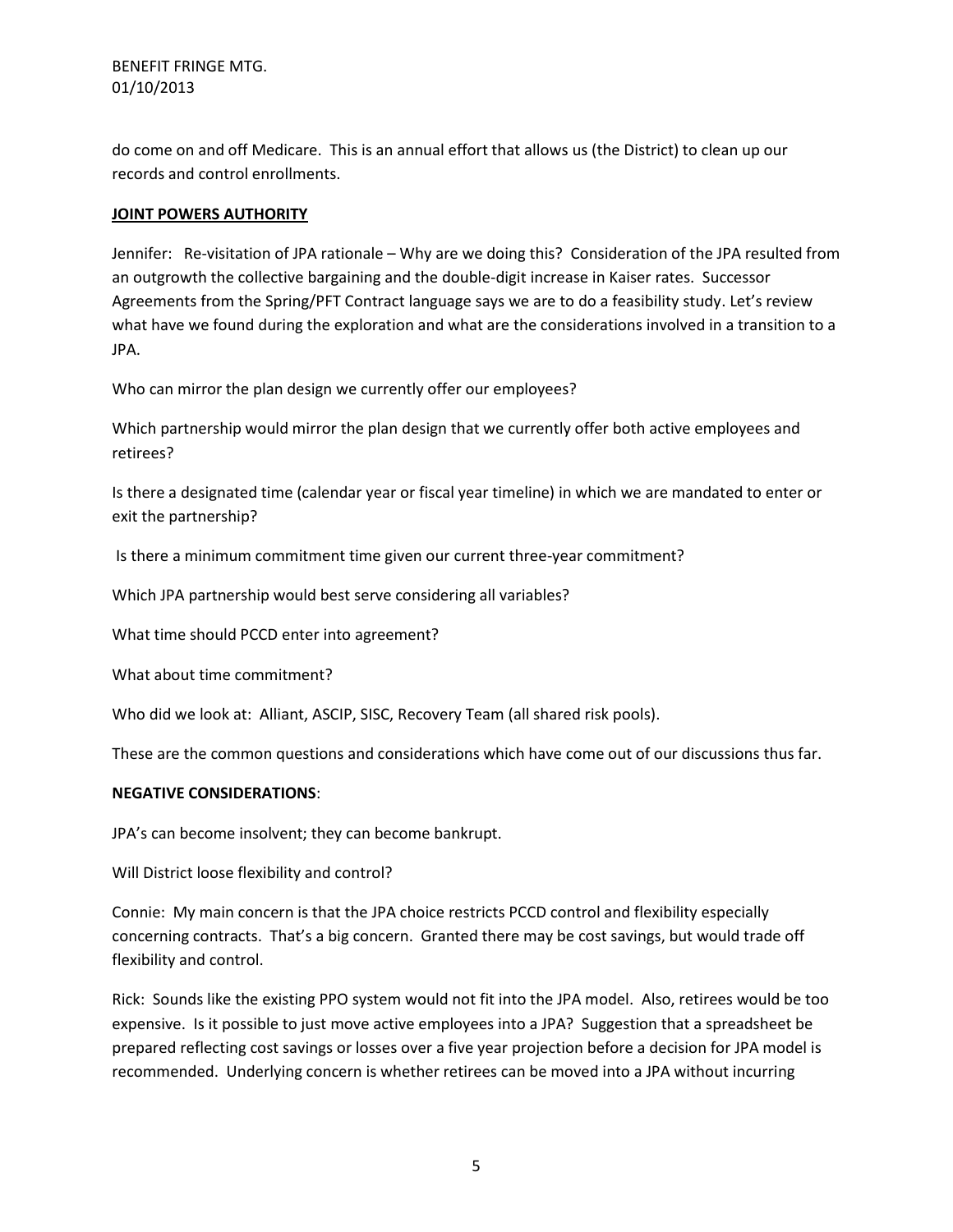do come on and off Medicare. This is an annual effort that allows us (the District) to clean up our records and control enrollments.

**JOINT POWERS AUTHORITY**

Jennifer: Re-visitation of JPA rationale – Why are we doing this? Consideration of the JPA resulted from an outgrowth the collective bargaining and the double-digit increase in Kaiser rates. Successor Agreements from the Spring/PFT Contract language says we are to do a feasibility study. Let's review what have we found during the exploration and what are the considerations involved in a transition to a JPA.

Who can mirror the plan design we currently offer our employees?

Which partnership would mirror the plan design that we currently offer both active employees and retirees?

Is there a designated time (calendar year or fiscal year timeline) in which we are mandated to enter or exit the partnership?

Is there a minimum commitment time given our current three-year commitment?

Which JPA partnership would best serve considering all variables?

What time should PCCD enter into agreement?

What about time commitment?

Who did we look at: Alliant, ASCIP, SISC, Recovery Team (all shared risk pools).

These are the common questions and considerations which have come out of our discussions thus far.

**NEGATIVE CONSIDERATIONS**:

JPA's can become insolvent; they can become bankrupt.

Will District loose flexibility and control?

Connie: My main concern is that the JPA choice restricts PCCD control and flexibility especially concerning contracts. That's a big concern. Granted there may be cost savings, but would trade off flexibility and control.

Rick: Sounds like the existing PPO system would not fit into the JPA model. Also, retirees would be too expensive. Is it possible to just move active employees into a JPA? Suggestion that a spreadsheet be prepared reflecting cost savings or losses over a five year projection before a decision for JPA model is recommended. Underlying concern is whether retirees can be moved into a JPA without incurring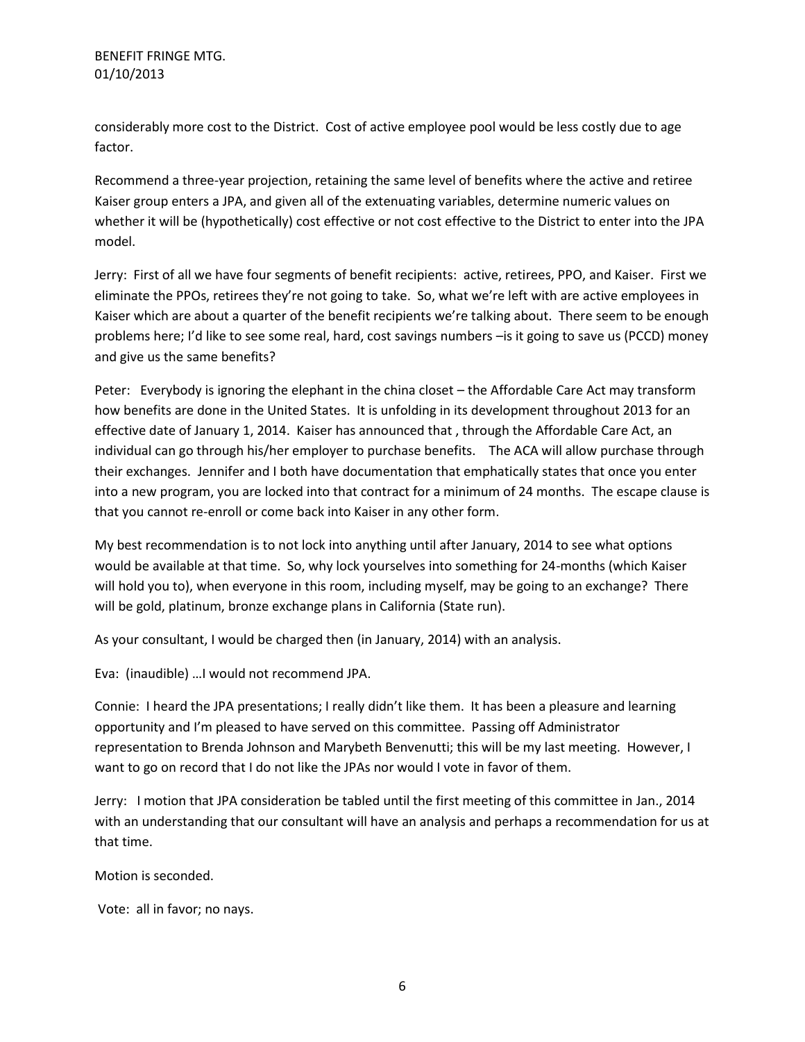considerably more cost to the District. Cost of active employee pool would be less costly due to age factor.

Recommend a three-year projection, retaining the same level of benefits where the active and retiree Kaiser group enters a JPA, and given all of the extenuating variables, determine numeric values on whether it will be (hypothetically) cost effective or not cost effective to the District to enter into the JPA model.

Jerry: First of all we have four segments of benefit recipients: active, retirees, PPO, and Kaiser. First we eliminate the PPOs, retirees they're not going to take. So, what we're left with are active employees in Kaiser which are about a quarter of the benefit recipients we're talking about. There seem to be enough problems here; I'd like to see some real, hard, cost savings numbers –is it going to save us (PCCD) money and give us the same benefits?

Peter: Everybody is ignoring the elephant in the china closet – the Affordable Care Act may transform how benefits are done in the United States. It is unfolding in its development throughout 2013 for an effective date of January 1, 2014. Kaiser has announced that , through the Affordable Care Act, an individual can go through his/her employer to purchase benefits. The ACA will allow purchase through their exchanges. Jennifer and I both have documentation that emphatically states that once you enter into a new program, you are locked into that contract for a minimum of 24 months. The escape clause is that you cannot re-enroll or come back into Kaiser in any other form.

My best recommendation is to not lock into anything until after January, 2014 to see what options would be available at that time. So, why lock yourselves into something for 24-months (which Kaiser will hold you to), when everyone in this room, including myself, may be going to an exchange? There will be gold, platinum, bronze exchange plans in California (State run).

As your consultant, I would be charged then (in January, 2014) with an analysis.

Eva: (inaudible) …I would not recommend JPA.

Connie: I heard the JPA presentations; I really didn't like them. It has been a pleasure and learning opportunity and I'm pleased to have served on this committee. Passing off Administrator representation to Brenda Johnson and Marybeth Benvenutti; this will be my last meeting. However, I want to go on record that I do not like the JPAs nor would I vote in favor of them.

Jerry: I motion that JPA consideration be tabled until the first meeting of this committee in Jan., 2014 with an understanding that our consultant will have an analysis and perhaps a recommendation for us at that time.

Motion is seconded.

Vote: all in favor; no nays.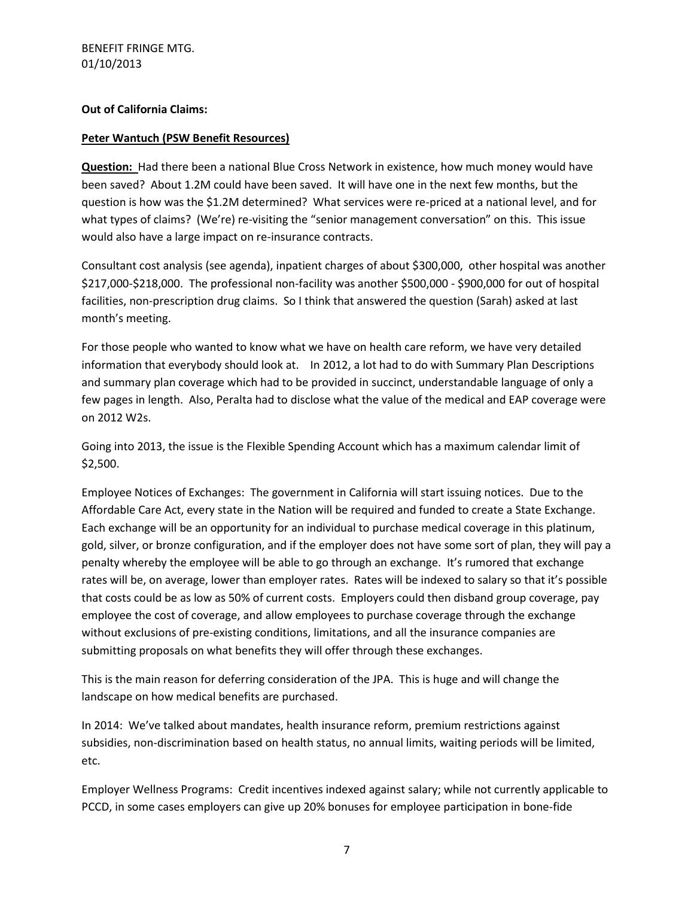BENEFIT FRINGE MTG.
01/10/2013

**Out of California Claims:**

**Peter Wantuch (PSW Benefit Resources)**

**Question:** Had there been a national Blue Cross Network in existence, how much money would have been saved? About 1.2M could have been saved. It will have one in the next few months, but the question is how was the $1.2M determined? What services were re-priced at a national level, and for what types of claims? (We're) re-visiting the "senior management conversation" on this. This issue would also have a large impact on re-insurance contracts.

Consultant cost analysis (see agenda), inpatient charges of about $300,000, other hospital was another $217,000-$218,000. The professional non-facility was another $500,000 - $900,000 for out of hospital facilities, non-prescription drug claims. So I think that answered the question (Sarah) asked at last month's meeting.

For those people who wanted to know what we have on health care reform, we have very detailed information that everybody should look at. In 2012, a lot had to do with Summary Plan Descriptions and summary plan coverage which had to be provided in succinct, understandable language of only a few pages in length. Also, Peralta had to disclose what the value of the medical and EAP coverage were on 2012 W2s.

Going into 2013, the issue is the Flexible Spending Account which has a maximum calendar limit of $2,500.

Employee Notices of Exchanges: The government in California will start issuing notices. Due to the Affordable Care Act, every state in the Nation will be required and funded to create a State Exchange. Each exchange will be an opportunity for an individual to purchase medical coverage in this platinum, gold, silver, or bronze configuration, and if the employer does not have some sort of plan, they will pay a penalty whereby the employee will be able to go through an exchange. It's rumored that exchange rates will be, on average, lower than employer rates. Rates will be indexed to salary so that it's possible that costs could be as low as 50% of current costs. Employers could then disband group coverage, pay employee the cost of coverage, and allow employees to purchase coverage through the exchange without exclusions of pre-existing conditions, limitations, and all the insurance companies are submitting proposals on what benefits they will offer through these exchanges.

This is the main reason for deferring consideration of the JPA. This is huge and will change the landscape on how medical benefits are purchased.

In 2014: We've talked about mandates, health insurance reform, premium restrictions against subsidies, non-discrimination based on health status, no annual limits, waiting periods will be limited, etc.

Employer Wellness Programs: Credit incentives indexed against salary; while not currently applicable to PCCD, in some cases employers can give up 20% bonuses for employee participation in bone-fide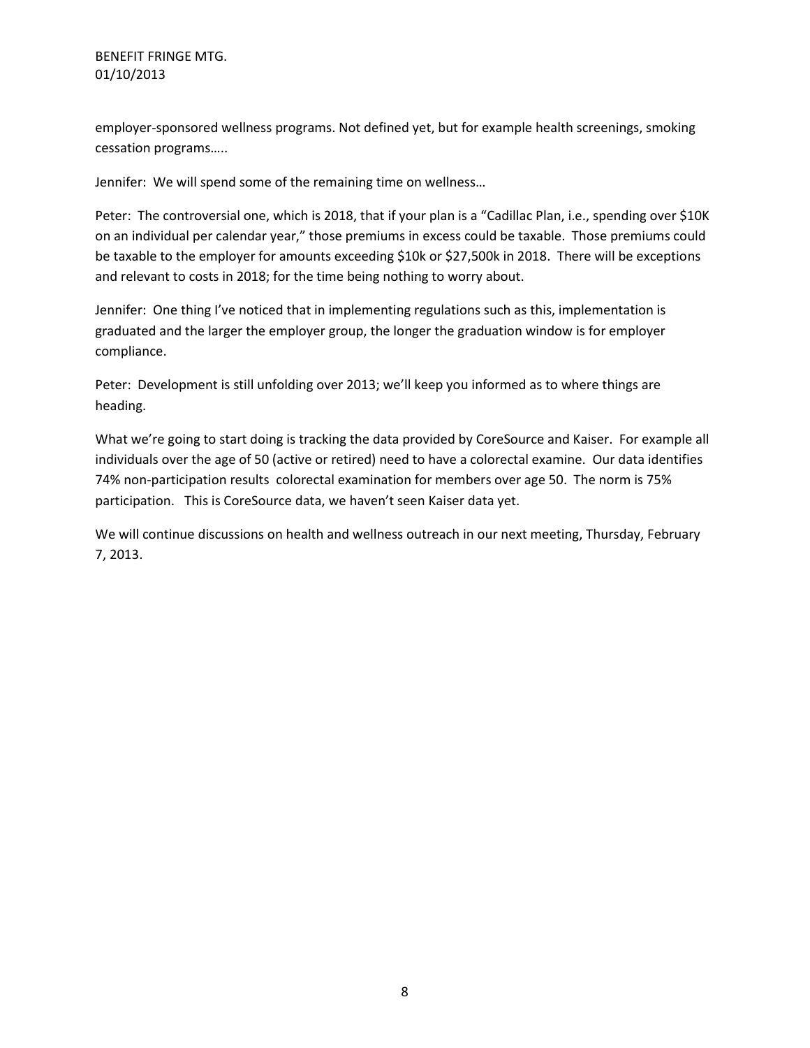employer-sponsored wellness programs. Not defined yet, but for example health screenings, smoking cessation programs…..

Jennifer: We will spend some of the remaining time on wellness…

Peter: The controversial one, which is 2018, that if your plan is a "Cadillac Plan, i.e., spending over $10K on an individual per calendar year," those premiums in excess could be taxable. Those premiums could be taxable to the employer for amounts exceeding $10k or $27,500k in 2018. There will be exceptions and relevant to costs in 2018; for the time being nothing to worry about.

Jennifer: One thing I've noticed that in implementing regulations such as this, implementation is graduated and the larger the employer group, the longer the graduation window is for employer compliance.

Peter: Development is still unfolding over 2013; we'll keep you informed as to where things are heading.

What we're going to start doing is tracking the data provided by CoreSource and Kaiser. For example all individuals over the age of 50 (active or retired) need to have a colorectal examine. Our data identifies 74% non-participation results colorectal examination for members over age 50. The norm is 75% participation. This is CoreSource data, we haven't seen Kaiser data yet.

We will continue discussions on health and wellness outreach in our next meeting, Thursday, February 7, 2013.